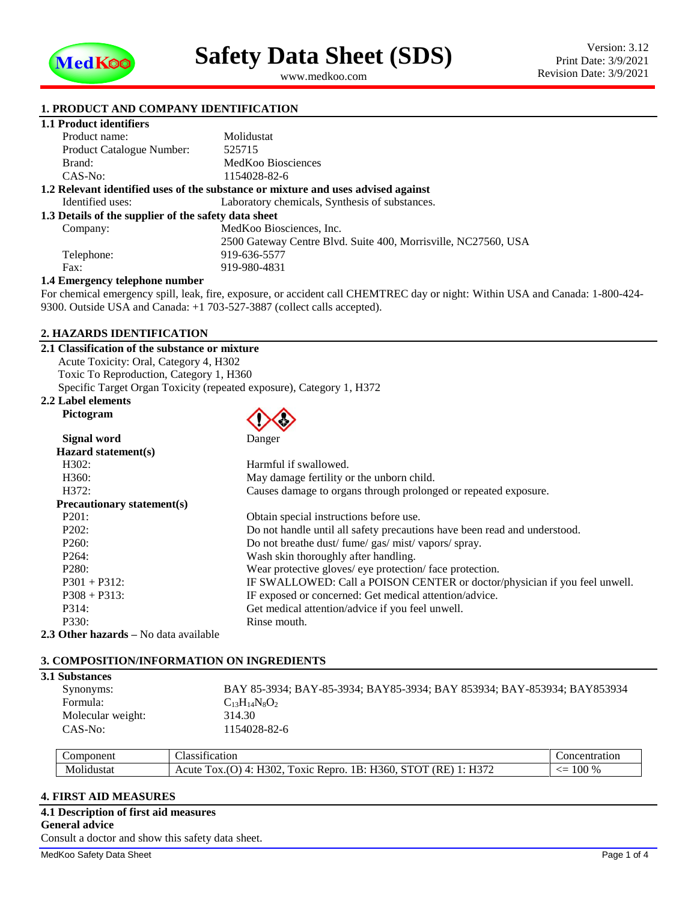# Safety Data Sheet (SDS)

www.medkoo.com

Version: 3.12
Print Date: 3/9/2021
Revision Date: 3/9/2021

## 1. PRODUCT AND COMPANY IDENTIFICATION

### 1.1 Product identifiers

| | |
|---|---|
| Product name: | Molidustat |
| Product Catalogue Number: | 525715 |
| Brand: | MedKoo Biosciences |
| CAS-No: | 1154028-82-6 |

### 1.2 Relevant identified uses of the substance or mixture and uses advised against

Identified uses: Laboratory chemicals, Synthesis of substances.

### 1.3 Details of the supplier of the safety data sheet

| | |
|---|---|
| Company: | MedKoo Biosciences, Inc. |
| | 2500 Gateway Centre Blvd. Suite 400, Morrisville, NC27560, USA |
| Telephone: | 919-636-5577 |
| Fax: | 919-980-4831 |

### 1.4 Emergency telephone number

For chemical emergency spill, leak, fire, exposure, or accident call CHEMTREC day or night: Within USA and Canada: 1-800-424-9300. Outside USA and Canada: +1 703-527-3887 (collect calls accepted).

## 2. HAZARDS IDENTIFICATION

### 2.1 Classification of the substance or mixture

Acute Toxicity: Oral, Category 4, H302
Toxic To Reproduction, Category 1, H360
Specific Target Organ Toxicity (repeated exposure), Category 1, H372

### 2.2 Label elements

**Pictogram**

**Signal word** Danger

**Hazard statement(s)**

| | |
|---|---|
| H302: | Harmful if swallowed. |
| H360: | May damage fertility or the unborn child. |
| H372: | Causes damage to organs through prolonged or repeated exposure. |

**Precautionary statement(s)**

| | |
|---|---|
| P201: | Obtain special instructions before use. |
| P202: | Do not handle until all safety precautions have been read and understood. |
| P260: | Do not breathe dust/ fume/ gas/ mist/ vapors/ spray. |
| P264: | Wash skin thoroughly after handling. |
| P280: | Wear protective gloves/ eye protection/ face protection. |
| P301 + P312: | IF SWALLOWED: Call a POISON CENTER or doctor/physician if you feel unwell. |
| P308 + P313: | IF exposed or concerned: Get medical attention/advice. |
| P314: | Get medical attention/advice if you feel unwell. |
| P330: | Rinse mouth. |

**2.3 Other hazards** – No data available

## 3. COMPOSITION/INFORMATION ON INGREDIENTS

### 3.1 Substances

| | |
|---|---|
| Synonyms: | BAY 85-3934; BAY-85-3934; BAY85-3934; BAY 853934; BAY-853934; BAY853934 |
| Formula: | $C_{13}H_{14}N_8O_2$ |
| Molecular weight: | 314.30 |
| CAS-No: | 1154028-82-6 |

| Component | Classification | Concentration |
|---|---|---|
| Molidustat | Acute Tox.(O) 4: H302, Toxic Repro. 1B: H360, STOT (RE) 1: H372 | <= 100 % |

## 4. FIRST AID MEASURES

### 4.1 Description of first aid measures

**General advice**

Consult a doctor and show this safety data sheet.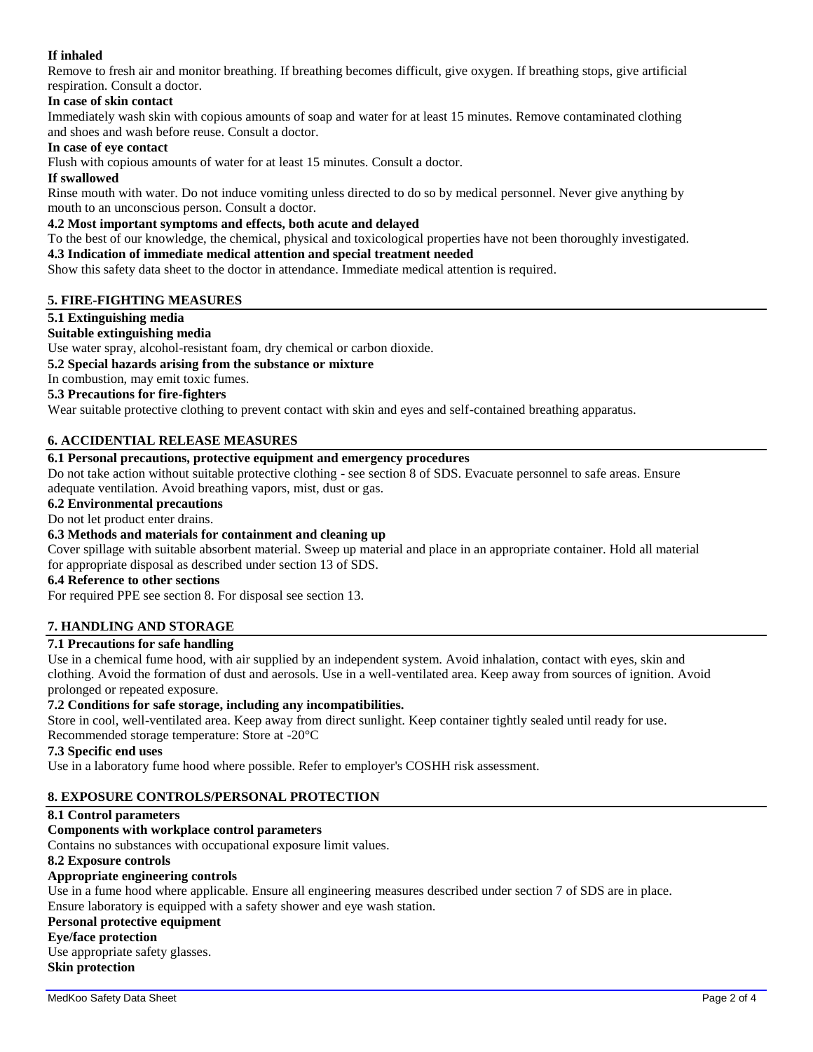**If inhaled**

Remove to fresh air and monitor breathing. If breathing becomes difficult, give oxygen. If breathing stops, give artificial respiration. Consult a doctor.

**In case of skin contact**

Immediately wash skin with copious amounts of soap and water for at least 15 minutes. Remove contaminated clothing and shoes and wash before reuse. Consult a doctor.

**In case of eye contact**

Flush with copious amounts of water for at least 15 minutes. Consult a doctor.

**If swallowed**

Rinse mouth with water. Do not induce vomiting unless directed to do so by medical personnel. Never give anything by mouth to an unconscious person. Consult a doctor.

**4.2 Most important symptoms and effects, both acute and delayed**

To the best of our knowledge, the chemical, physical and toxicological properties have not been thoroughly investigated.

**4.3 Indication of immediate medical attention and special treatment needed**

Show this safety data sheet to the doctor in attendance. Immediate medical attention is required.

## 5. FIRE-FIGHTING MEASURES

**5.1 Extinguishing media**

**Suitable extinguishing media**

Use water spray, alcohol-resistant foam, dry chemical or carbon dioxide.

**5.2 Special hazards arising from the substance or mixture**

In combustion, may emit toxic fumes.

**5.3 Precautions for fire-fighters**

Wear suitable protective clothing to prevent contact with skin and eyes and self-contained breathing apparatus.

## 6. ACCIDENTIAL RELEASE MEASURES

**6.1 Personal precautions, protective equipment and emergency procedures**

Do not take action without suitable protective clothing - see section 8 of SDS. Evacuate personnel to safe areas. Ensure adequate ventilation. Avoid breathing vapors, mist, dust or gas.

**6.2 Environmental precautions**

Do not let product enter drains.

**6.3 Methods and materials for containment and cleaning up**

Cover spillage with suitable absorbent material. Sweep up material and place in an appropriate container. Hold all material for appropriate disposal as described under section 13 of SDS.

**6.4 Reference to other sections**

For required PPE see section 8. For disposal see section 13.

## 7. HANDLING AND STORAGE

**7.1 Precautions for safe handling**

Use in a chemical fume hood, with air supplied by an independent system. Avoid inhalation, contact with eyes, skin and clothing. Avoid the formation of dust and aerosols. Use in a well-ventilated area. Keep away from sources of ignition. Avoid prolonged or repeated exposure.

**7.2 Conditions for safe storage, including any incompatibilities.**

Store in cool, well-ventilated area. Keep away from direct sunlight. Keep container tightly sealed until ready for use.
Recommended storage temperature: Store at -20°C

**7.3 Specific end uses**

Use in a laboratory fume hood where possible. Refer to employer's COSHH risk assessment.

## 8. EXPOSURE CONTROLS/PERSONAL PROTECTION

**8.1 Control parameters**

**Components with workplace control parameters**

Contains no substances with occupational exposure limit values.

**8.2 Exposure controls**

**Appropriate engineering controls**

Use in a fume hood where applicable. Ensure all engineering measures described under section 7 of SDS are in place.
Ensure laboratory is equipped with a safety shower and eye wash station.

**Personal protective equipment**

**Eye/face protection**

Use appropriate safety glasses.

**Skin protection**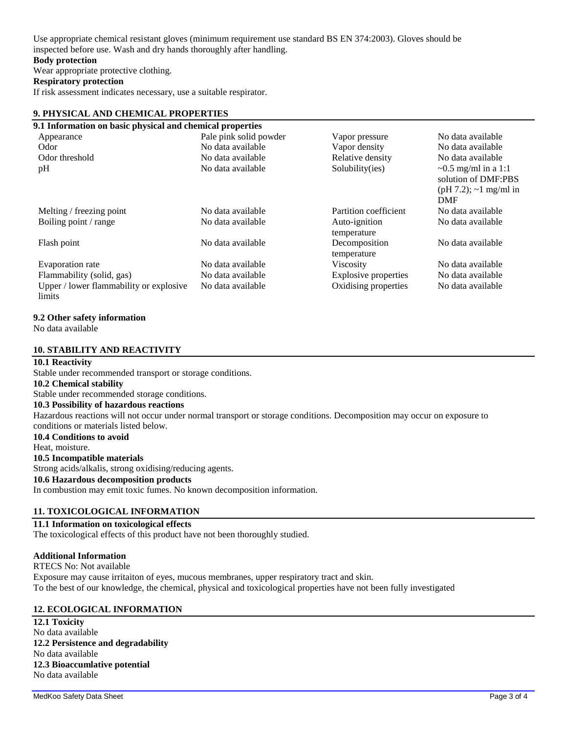Use appropriate chemical resistant gloves (minimum requirement use standard BS EN 374:2003). Gloves should be inspected before use. Wash and dry hands thoroughly after handling.

**Body protection**

Wear appropriate protective clothing.

**Respiratory protection**

If risk assessment indicates necessary, use a suitable respirator.

## 9. PHYSICAL AND CHEMICAL PROPERTIES

### 9.1 Information on basic physical and chemical properties

| | | | |
|---|---|---|---|
| Appearance | Pale pink solid powder | Vapor pressure | No data available |
| Odor | No data available | Vapor density | No data available |
| Odor threshold | No data available | Relative density | No data available |
| pH | No data available | Solubility(ies) | ~0.5 mg/ml in a 1:1 solution of DMF:PBS (pH 7.2); ~1 mg/ml in DMF |
| Melting / freezing point | No data available | Partition coefficient | No data available |
| Boiling point / range | No data available | Auto-ignition temperature | No data available |
| Flash point | No data available | Decomposition temperature | No data available |
| Evaporation rate | No data available | Viscosity | No data available |
| Flammability (solid, gas) | No data available | Explosive properties | No data available |
| Upper / lower flammability or explosive limits | No data available | Oxidising properties | No data available |

### 9.2 Other safety information

No data available

## 10. STABILITY AND REACTIVITY

**10.1 Reactivity**

Stable under recommended transport or storage conditions.

**10.2 Chemical stability**

Stable under recommended storage conditions.

**10.3 Possibility of hazardous reactions**

Hazardous reactions will not occur under normal transport or storage conditions. Decomposition may occur on exposure to conditions or materials listed below.

**10.4 Conditions to avoid**

Heat, moisture.

**10.5 Incompatible materials**

Strong acids/alkalis, strong oxidising/reducing agents.

**10.6 Hazardous decomposition products**

In combustion may emit toxic fumes. No known decomposition information.

## 11. TOXICOLOGICAL INFORMATION

**11.1 Information on toxicological effects**

The toxicological effects of this product have not been thoroughly studied.

**Additional Information**

RTECS No: Not available

Exposure may cause irritaiton of eyes, mucous membranes, upper respiratory tract and skin.

To the best of our knowledge, the chemical, physical and toxicological properties have not been fully investigated

## 12. ECOLOGICAL INFORMATION

**12.1 Toxicity**

No data available

**12.2 Persistence and degradability**

No data available

**12.3 Bioaccumlative potential**

No data available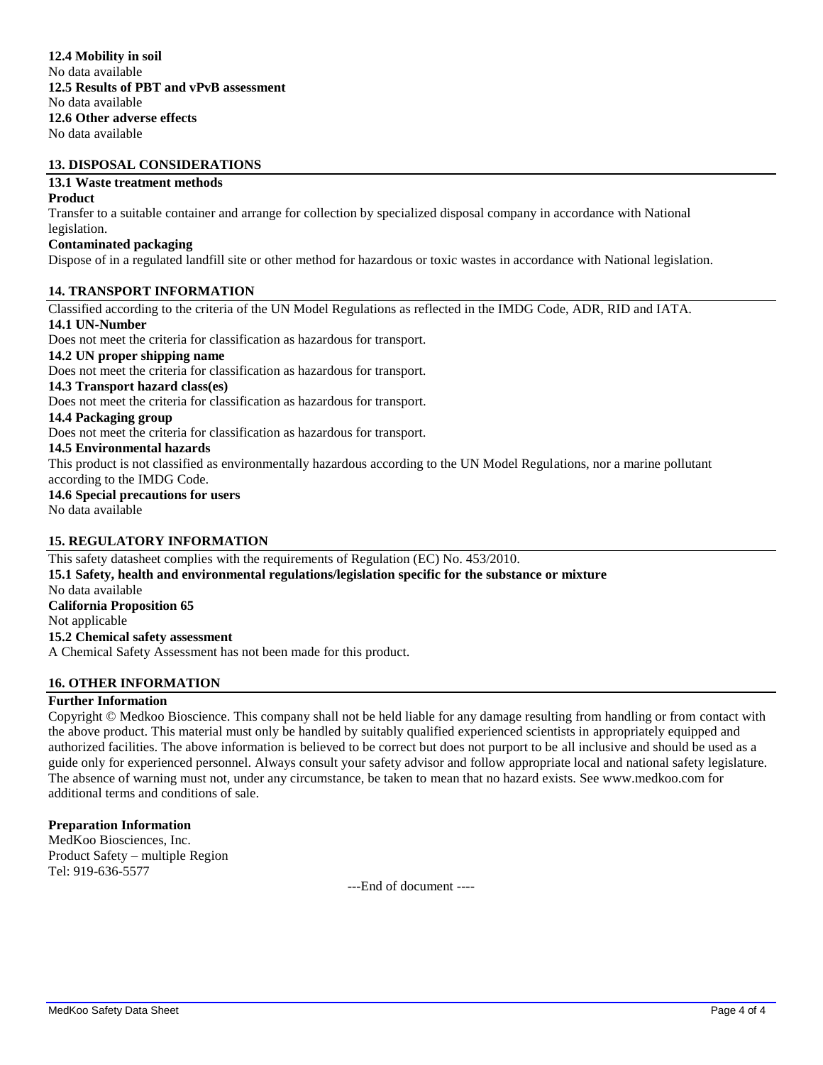**12.4 Mobility in soil**
No data available
**12.5 Results of PBT and vPvB assessment**
No data available
**12.6 Other adverse effects**
No data available

## 13. DISPOSAL CONSIDERATIONS

**13.1 Waste treatment methods**
**Product**
Transfer to a suitable container and arrange for collection by specialized disposal company in accordance with National legislation.
**Contaminated packaging**
Dispose of in a regulated landfill site or other method for hazardous or toxic wastes in accordance with National legislation.

## 14. TRANSPORT INFORMATION

Classified according to the criteria of the UN Model Regulations as reflected in the IMDG Code, ADR, RID and IATA.
**14.1 UN-Number**
Does not meet the criteria for classification as hazardous for transport.
**14.2 UN proper shipping name**
Does not meet the criteria for classification as hazardous for transport.
**14.3 Transport hazard class(es)**
Does not meet the criteria for classification as hazardous for transport.
**14.4 Packaging group**
Does not meet the criteria for classification as hazardous for transport.
**14.5 Environmental hazards**
This product is not classified as environmentally hazardous according to the UN Model Regulations, nor a marine pollutant according to the IMDG Code.
**14.6 Special precautions for users**
No data available

## 15. REGULATORY INFORMATION

This safety datasheet complies with the requirements of Regulation (EC) No. 453/2010.
**15.1 Safety, health and environmental regulations/legislation specific for the substance or mixture**
No data available
**California Proposition 65**
Not applicable
**15.2 Chemical safety assessment**
A Chemical Safety Assessment has not been made for this product.

## 16. OTHER INFORMATION

**Further Information**
Copyright © Medkoo Bioscience. This company shall not be held liable for any damage resulting from handling or from contact with the above product. This material must only be handled by suitably qualified experienced scientists in appropriately equipped and authorized facilities. The above information is believed to be correct but does not purport to be all inclusive and should be used as a guide only for experienced personnel. Always consult your safety advisor and follow appropriate local and national safety legislature. The absence of warning must not, under any circumstance, be taken to mean that no hazard exists. See www.medkoo.com for additional terms and conditions of sale.

**Preparation Information**
MedKoo Biosciences, Inc.
Product Safety – multiple Region
Tel: 919-636-5577

---End of document ----